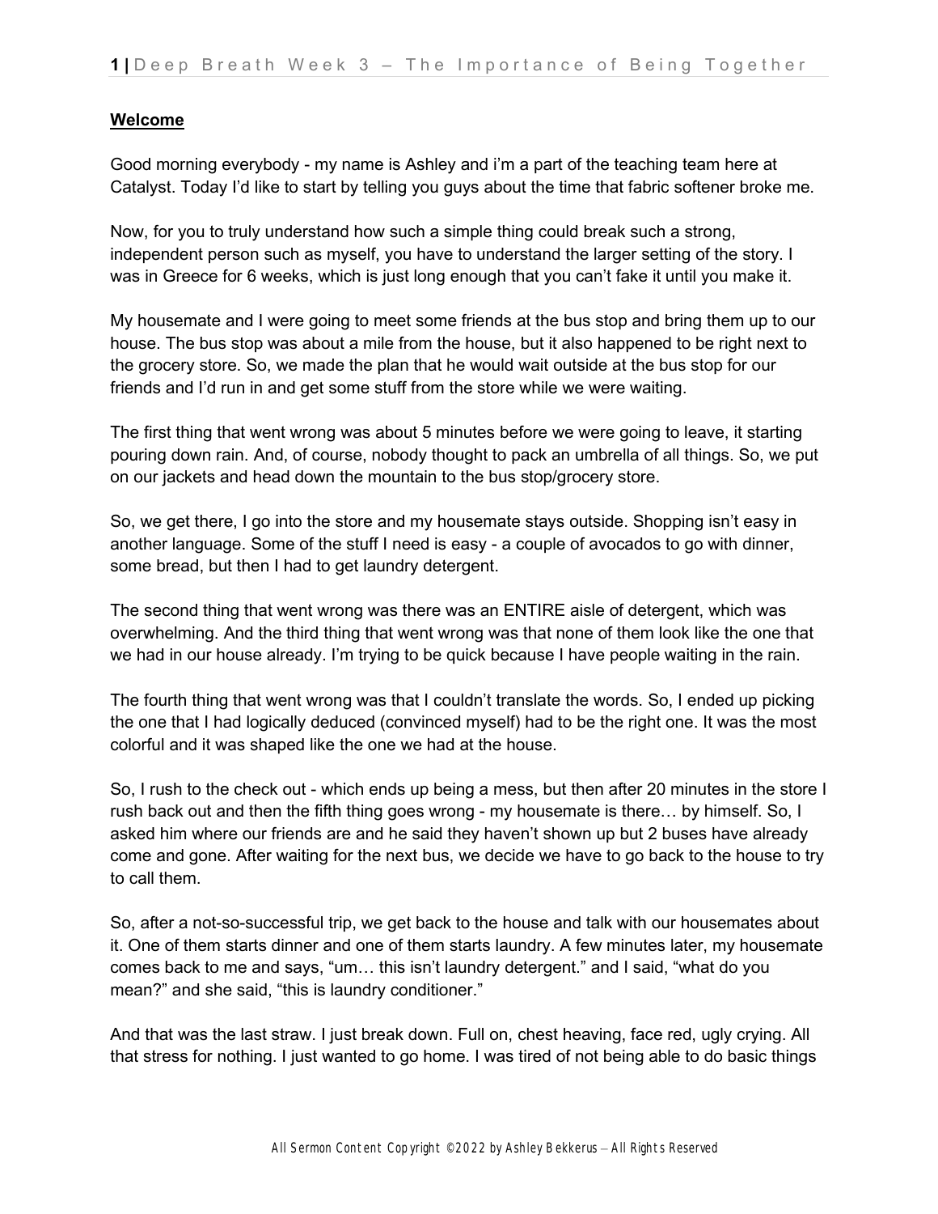**Welcome**

Good morning everybody - my name is Ashley and i'm a part of the teaching team here at Catalyst. Today I'd like to start by telling you guys about the time that fabric softener broke me.

Now, for you to truly understand how such a simple thing could break such a strong, independent person such as myself, you have to understand the larger setting of the story. I was in Greece for 6 weeks, which is just long enough that you can't fake it until you make it.

My housemate and I were going to meet some friends at the bus stop and bring them up to our house. The bus stop was about a mile from the house, but it also happened to be right next to the grocery store. So, we made the plan that he would wait outside at the bus stop for our friends and I'd run in and get some stuff from the store while we were waiting.

The first thing that went wrong was about 5 minutes before we were going to leave, it starting pouring down rain. And, of course, nobody thought to pack an umbrella of all things. So, we put on our jackets and head down the mountain to the bus stop/grocery store.

So, we get there, I go into the store and my housemate stays outside. Shopping isn't easy in another language. Some of the stuff I need is easy - a couple of avocados to go with dinner, some bread, but then I had to get laundry detergent.

The second thing that went wrong was there was an ENTIRE aisle of detergent, which was overwhelming. And the third thing that went wrong was that none of them look like the one that we had in our house already. I'm trying to be quick because I have people waiting in the rain.

The fourth thing that went wrong was that I couldn't translate the words. So, I ended up picking the one that I had logically deduced (convinced myself) had to be the right one. It was the most colorful and it was shaped like the one we had at the house.

So, I rush to the check out - which ends up being a mess, but then after 20 minutes in the store I rush back out and then the fifth thing goes wrong - my housemate is there… by himself. So, I asked him where our friends are and he said they haven't shown up but 2 buses have already come and gone. After waiting for the next bus, we decide we have to go back to the house to try to call them.

So, after a not-so-successful trip, we get back to the house and talk with our housemates about it. One of them starts dinner and one of them starts laundry. A few minutes later, my housemate comes back to me and says, "um… this isn't laundry detergent." and I said, "what do you mean?" and she said, "this is laundry conditioner."

And that was the last straw. I just break down. Full on, chest heaving, face red, ugly crying. All that stress for nothing. I just wanted to go home. I was tired of not being able to do basic things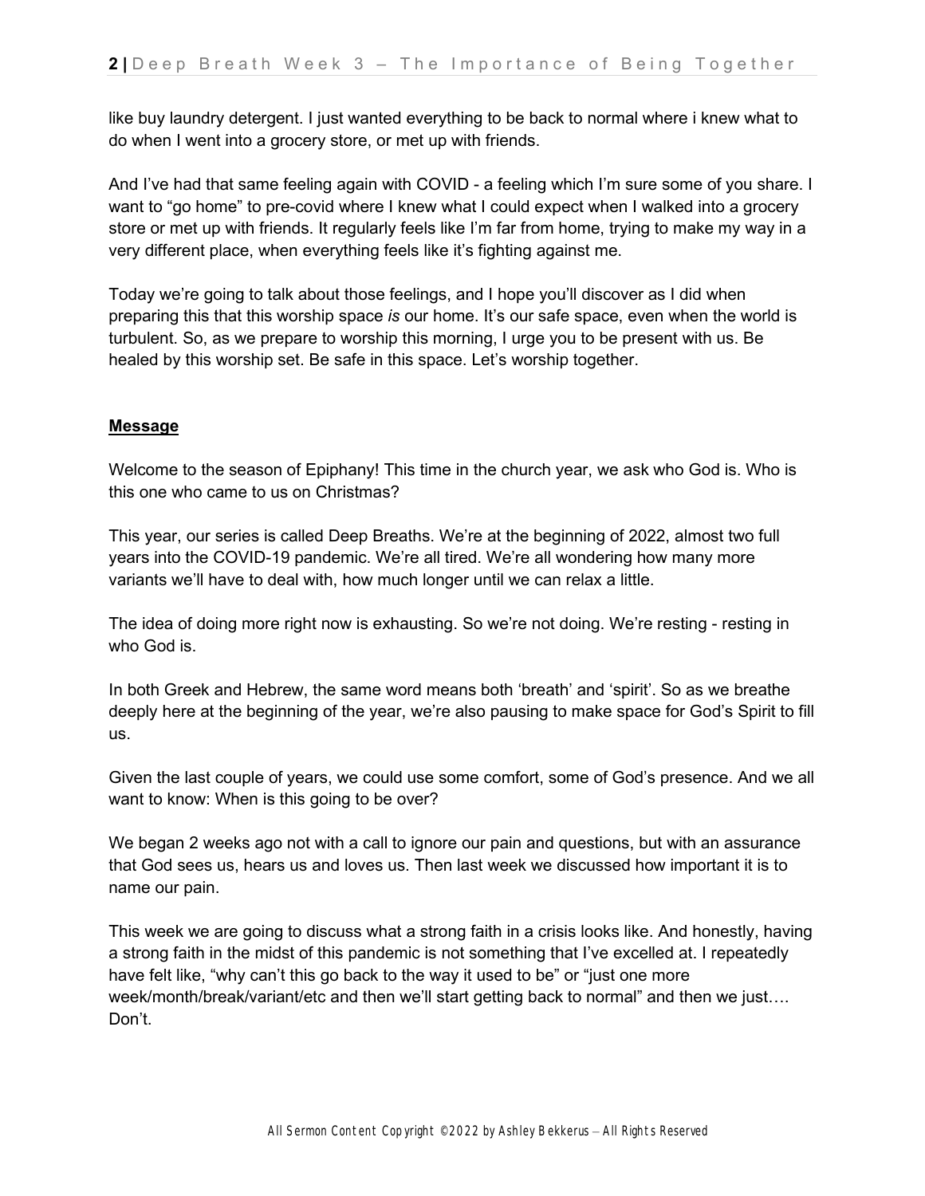like buy laundry detergent. I just wanted everything to be back to normal where i knew what to do when I went into a grocery store, or met up with friends.

And I've had that same feeling again with COVID - a feeling which I'm sure some of you share. I want to "go home" to pre-covid where I knew what I could expect when I walked into a grocery store or met up with friends. It regularly feels like I'm far from home, trying to make my way in a very different place, when everything feels like it's fighting against me.

Today we're going to talk about those feelings, and I hope you'll discover as I did when preparing this that this worship space *is* our home. It's our safe space, even when the world is turbulent. So, as we prepare to worship this morning, I urge you to be present with us. Be healed by this worship set. Be safe in this space. Let's worship together.

**Message**

Welcome to the season of Epiphany! This time in the church year, we ask who God is. Who is this one who came to us on Christmas?

This year, our series is called Deep Breaths. We're at the beginning of 2022, almost two full years into the COVID-19 pandemic. We're all tired. We're all wondering how many more variants we'll have to deal with, how much longer until we can relax a little.

The idea of doing more right now is exhausting. So we're not doing. We're resting - resting in who God is.

In both Greek and Hebrew, the same word means both 'breath' and 'spirit'. So as we breathe deeply here at the beginning of the year, we're also pausing to make space for God's Spirit to fill us.

Given the last couple of years, we could use some comfort, some of God's presence. And we all want to know: When is this going to be over?

We began 2 weeks ago not with a call to ignore our pain and questions, but with an assurance that God sees us, hears us and loves us. Then last week we discussed how important it is to name our pain.

This week we are going to discuss what a strong faith in a crisis looks like. And honestly, having a strong faith in the midst of this pandemic is not something that I've excelled at. I repeatedly have felt like, "why can't this go back to the way it used to be" or "just one more week/month/break/variant/etc and then we'll start getting back to normal" and then we just…. Don't.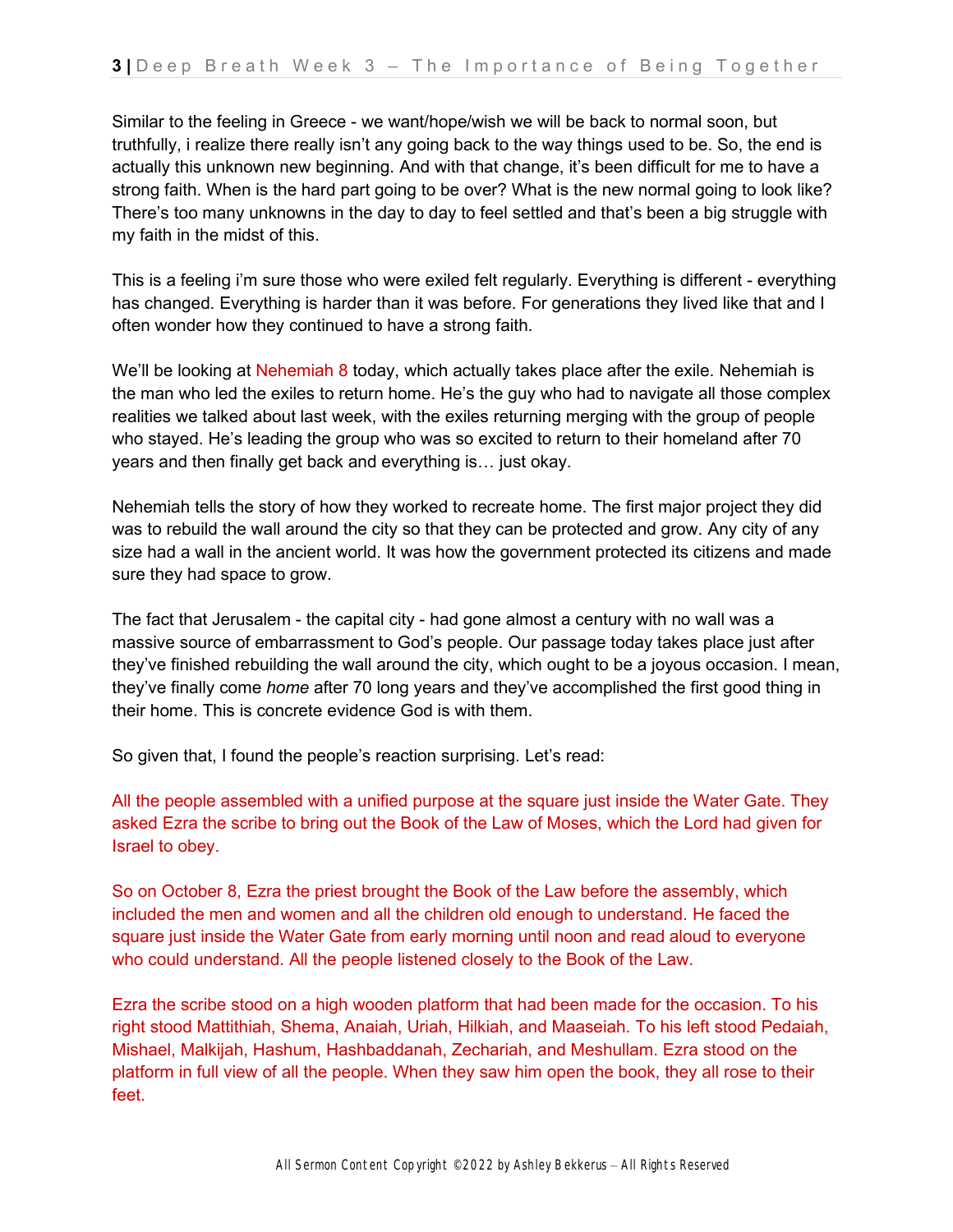Similar to the feeling in Greece - we want/hope/wish we will be back to normal soon, but truthfully, i realize there really isn't any going back to the way things used to be. So, the end is actually this unknown new beginning. And with that change, it's been difficult for me to have a strong faith. When is the hard part going to be over? What is the new normal going to look like? There's too many unknowns in the day to day to feel settled and that's been a big struggle with my faith in the midst of this.

This is a feeling i'm sure those who were exiled felt regularly. Everything is different - everything has changed. Everything is harder than it was before. For generations they lived like that and I often wonder how they continued to have a strong faith.

We'll be looking at Nehemiah 8 today, which actually takes place after the exile. Nehemiah is the man who led the exiles to return home. He's the guy who had to navigate all those complex realities we talked about last week, with the exiles returning merging with the group of people who stayed. He's leading the group who was so excited to return to their homeland after 70 years and then finally get back and everything is… just okay.

Nehemiah tells the story of how they worked to recreate home. The first major project they did was to rebuild the wall around the city so that they can be protected and grow. Any city of any size had a wall in the ancient world. It was how the government protected its citizens and made sure they had space to grow.

The fact that Jerusalem - the capital city - had gone almost a century with no wall was a massive source of embarrassment to God's people. Our passage today takes place just after they've finished rebuilding the wall around the city, which ought to be a joyous occasion. I mean, they've finally come *home* after 70 long years and they've accomplished the first good thing in their home. This is concrete evidence God is with them.

So given that, I found the people's reaction surprising. Let's read:

All the people assembled with a unified purpose at the square just inside the Water Gate. They asked Ezra the scribe to bring out the Book of the Law of Moses, which the Lord had given for Israel to obey.

So on October 8, Ezra the priest brought the Book of the Law before the assembly, which included the men and women and all the children old enough to understand. He faced the square just inside the Water Gate from early morning until noon and read aloud to everyone who could understand. All the people listened closely to the Book of the Law.

Ezra the scribe stood on a high wooden platform that had been made for the occasion. To his right stood Mattithiah, Shema, Anaiah, Uriah, Hilkiah, and Maaseiah. To his left stood Pedaiah, Mishael, Malkijah, Hashum, Hashbaddanah, Zechariah, and Meshullam. Ezra stood on the platform in full view of all the people. When they saw him open the book, they all rose to their feet.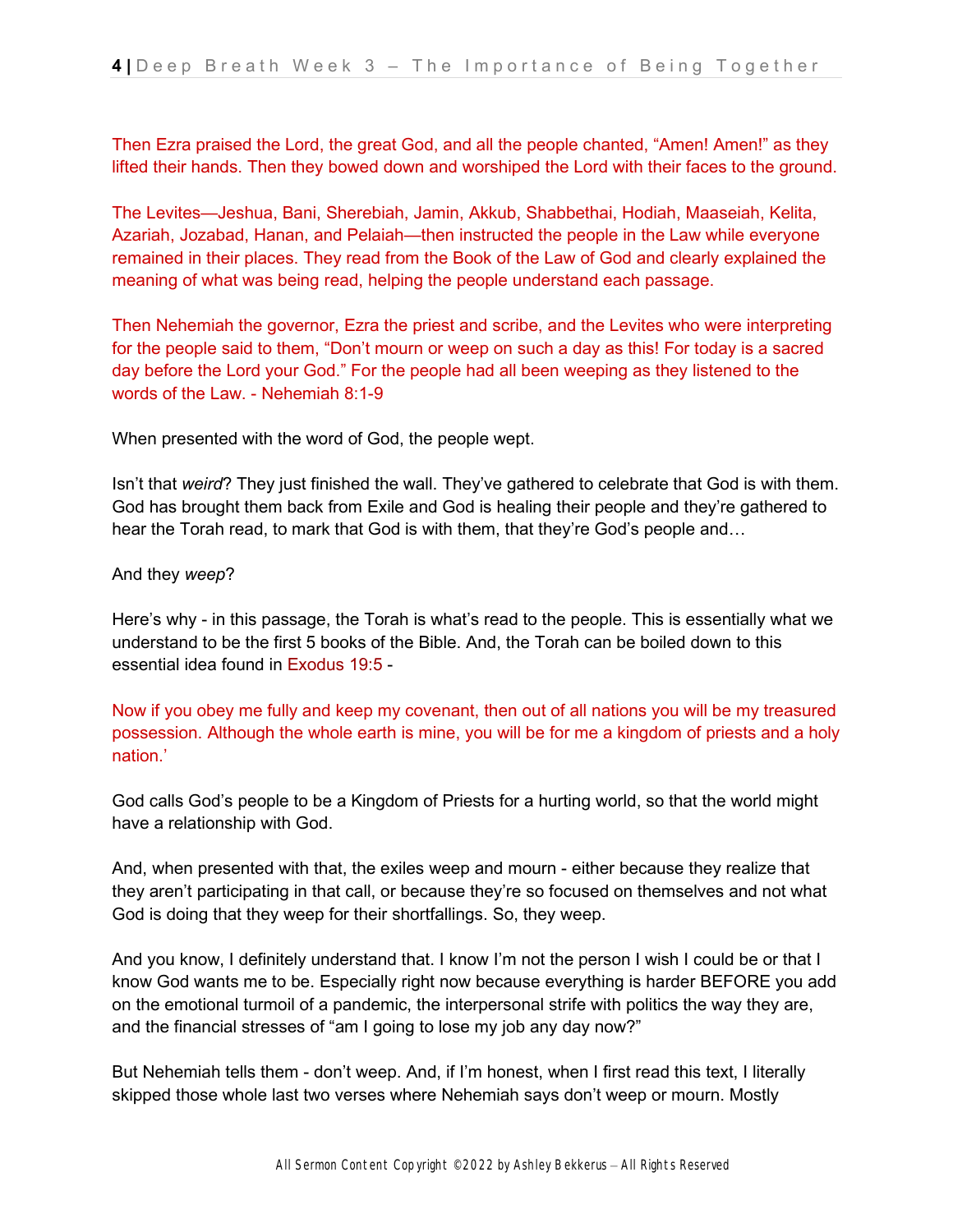Then Ezra praised the Lord, the great God, and all the people chanted, “Amen! Amen!” as they lifted their hands. Then they bowed down and worshiped the Lord with their faces to the ground.

The Levites—Jeshua, Bani, Sherebiah, Jamin, Akkub, Shabbethai, Hodiah, Maaseiah, Kelita, Azariah, Jozabad, Hanan, and Pelaiah—then instructed the people in the Law while everyone remained in their places. They read from the Book of the Law of God and clearly explained the meaning of what was being read, helping the people understand each passage.

Then Nehemiah the governor, Ezra the priest and scribe, and the Levites who were interpreting for the people said to them, “Don’t mourn or weep on such a day as this! For today is a sacred day before the Lord your God.” For the people had all been weeping as they listened to the words of the Law. - Nehemiah 8:1-9

When presented with the word of God, the people wept.

Isn’t that *weird*? They just finished the wall. They’ve gathered to celebrate that God is with them. God has brought them back from Exile and God is healing their people and they’re gathered to hear the Torah read, to mark that God is with them, that they’re God’s people and…

And they *weep*?

Here’s why - in this passage, the Torah is what’s read to the people. This is essentially what we understand to be the first 5 books of the Bible. And, the Torah can be boiled down to this essential idea found in Exodus 19:5 -

Now if you obey me fully and keep my covenant, then out of all nations you will be my treasured possession. Although the whole earth is mine, you will be for me a kingdom of priests and a holy nation.’

God calls God’s people to be a Kingdom of Priests for a hurting world, so that the world might have a relationship with God.

And, when presented with that, the exiles weep and mourn - either because they realize that they aren’t participating in that call, or because they’re so focused on themselves and not what God is doing that they weep for their shortfallings. So, they weep.

And you know, I definitely understand that. I know I’m not the person I wish I could be or that I know God wants me to be. Especially right now because everything is harder BEFORE you add on the emotional turmoil of a pandemic, the interpersonal strife with politics the way they are, and the financial stresses of “am I going to lose my job any day now?”

But Nehemiah tells them - don’t weep. And, if I’m honest, when I first read this text, I literally skipped those whole last two verses where Nehemiah says don’t weep or mourn. Mostly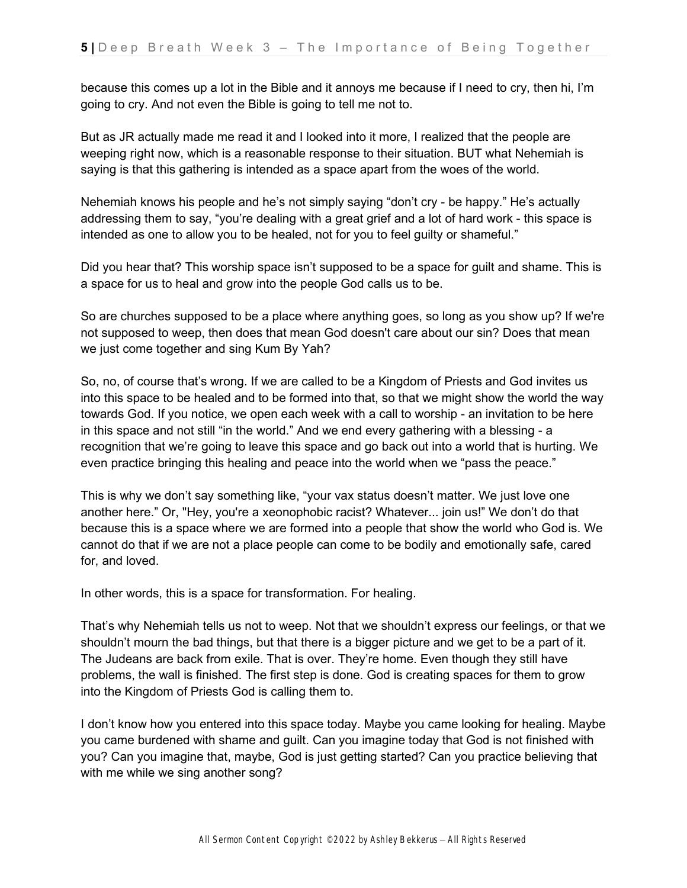because this comes up a lot in the Bible and it annoys me because if I need to cry, then hi, I'm going to cry. And not even the Bible is going to tell me not to.

But as JR actually made me read it and I looked into it more, I realized that the people are weeping right now, which is a reasonable response to their situation. BUT what Nehemiah is saying is that this gathering is intended as a space apart from the woes of the world.

Nehemiah knows his people and he's not simply saying "don't cry - be happy." He's actually addressing them to say, "you're dealing with a great grief and a lot of hard work - this space is intended as one to allow you to be healed, not for you to feel guilty or shameful."

Did you hear that? This worship space isn't supposed to be a space for guilt and shame. This is a space for us to heal and grow into the people God calls us to be.

So are churches supposed to be a place where anything goes, so long as you show up? If we're not supposed to weep, then does that mean God doesn't care about our sin? Does that mean we just come together and sing Kum By Yah?

So, no, of course that's wrong. If we are called to be a Kingdom of Priests and God invites us into this space to be healed and to be formed into that, so that we might show the world the way towards God. If you notice, we open each week with a call to worship - an invitation to be here in this space and not still "in the world." And we end every gathering with a blessing - a recognition that we're going to leave this space and go back out into a world that is hurting. We even practice bringing this healing and peace into the world when we "pass the peace."

This is why we don't say something like, "your vax status doesn't matter. We just love one another here." Or, "Hey, you're a xeonophobic racist? Whatever... join us!" We don't do that because this is a space where we are formed into a people that show the world who God is. We cannot do that if we are not a place people can come to be bodily and emotionally safe, cared for, and loved.

In other words, this is a space for transformation. For healing.

That's why Nehemiah tells us not to weep. Not that we shouldn't express our feelings, or that we shouldn't mourn the bad things, but that there is a bigger picture and we get to be a part of it. The Judeans are back from exile. That is over. They're home. Even though they still have problems, the wall is finished. The first step is done. God is creating spaces for them to grow into the Kingdom of Priests God is calling them to.

I don't know how you entered into this space today. Maybe you came looking for healing. Maybe you came burdened with shame and guilt. Can you imagine today that God is not finished with you? Can you imagine that, maybe, God is just getting started? Can you practice believing that with me while we sing another song?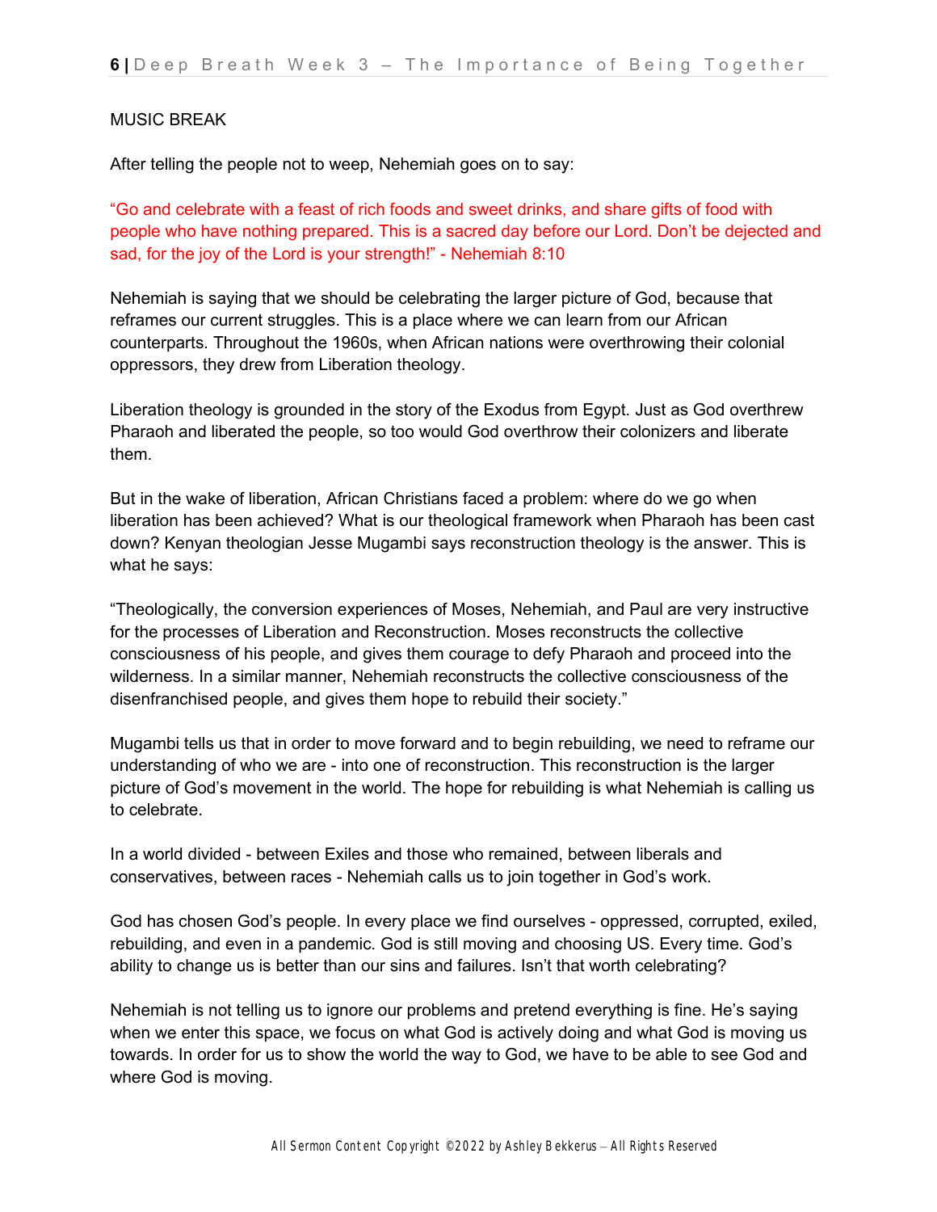MUSIC BREAK

After telling the people not to weep, Nehemiah goes on to say:

"Go and celebrate with a feast of rich foods and sweet drinks, and share gifts of food with people who have nothing prepared. This is a sacred day before our Lord. Don't be dejected and sad, for the joy of the Lord is your strength!" - Nehemiah 8:10

Nehemiah is saying that we should be celebrating the larger picture of God, because that reframes our current struggles. This is a place where we can learn from our African counterparts. Throughout the 1960s, when African nations were overthrowing their colonial oppressors, they drew from Liberation theology.

Liberation theology is grounded in the story of the Exodus from Egypt. Just as God overthrew Pharaoh and liberated the people, so too would God overthrow their colonizers and liberate them.

But in the wake of liberation, African Christians faced a problem: where do we go when liberation has been achieved? What is our theological framework when Pharaoh has been cast down? Kenyan theologian Jesse Mugambi says reconstruction theology is the answer. This is what he says:

"Theologically, the conversion experiences of Moses, Nehemiah, and Paul are very instructive for the processes of Liberation and Reconstruction. Moses reconstructs the collective consciousness of his people, and gives them courage to defy Pharaoh and proceed into the wilderness. In a similar manner, Nehemiah reconstructs the collective consciousness of the disenfranchised people, and gives them hope to rebuild their society."

Mugambi tells us that in order to move forward and to begin rebuilding, we need to reframe our understanding of who we are - into one of reconstruction. This reconstruction is the larger picture of God's movement in the world. The hope for rebuilding is what Nehemiah is calling us to celebrate.

In a world divided - between Exiles and those who remained, between liberals and conservatives, between races - Nehemiah calls us to join together in God's work.

God has chosen God's people. In every place we find ourselves - oppressed, corrupted, exiled, rebuilding, and even in a pandemic. God is still moving and choosing US. Every time. God's ability to change us is better than our sins and failures. Isn't that worth celebrating?

Nehemiah is not telling us to ignore our problems and pretend everything is fine. He's saying when we enter this space, we focus on what God is actively doing and what God is moving us towards. In order for us to show the world the way to God, we have to be able to see God and where God is moving.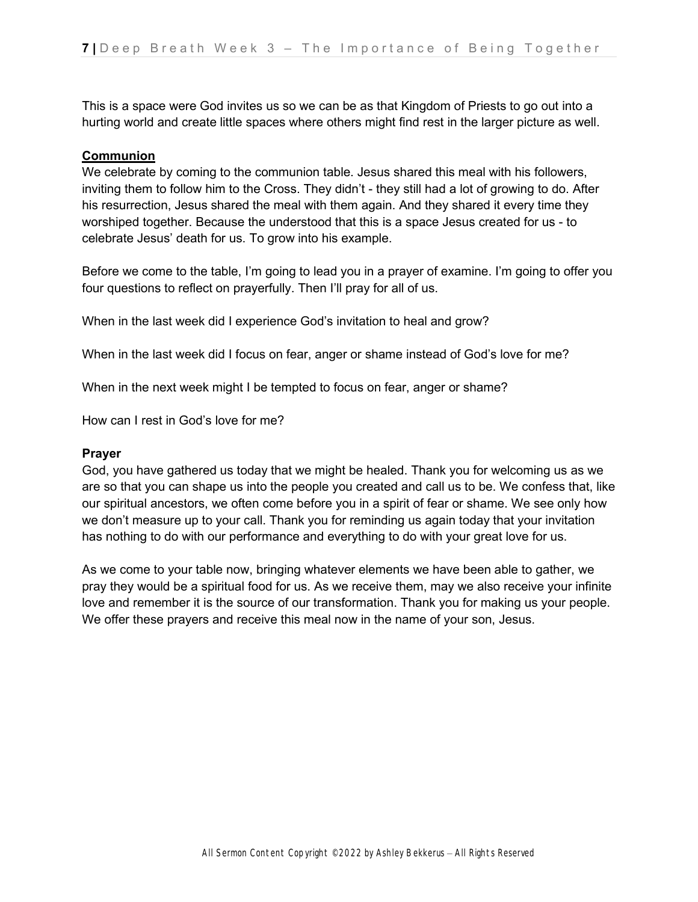This is a space were God invites us so we can be as that Kingdom of Priests to go out into a hurting world and create little spaces where others might find rest in the larger picture as well.

**Communion**

We celebrate by coming to the communion table. Jesus shared this meal with his followers, inviting them to follow him to the Cross. They didn't - they still had a lot of growing to do. After his resurrection, Jesus shared the meal with them again. And they shared it every time they worshiped together. Because the understood that this is a space Jesus created for us - to celebrate Jesus' death for us. To grow into his example.

Before we come to the table, I'm going to lead you in a prayer of examine. I'm going to offer you four questions to reflect on prayerfully. Then I'll pray for all of us.

When in the last week did I experience God's invitation to heal and grow?

When in the last week did I focus on fear, anger or shame instead of God's love for me?

When in the next week might I be tempted to focus on fear, anger or shame?

How can I rest in God's love for me?

**Prayer**

God, you have gathered us today that we might be healed. Thank you for welcoming us as we are so that you can shape us into the people you created and call us to be. We confess that, like our spiritual ancestors, we often come before you in a spirit of fear or shame. We see only how we don't measure up to your call. Thank you for reminding us again today that your invitation has nothing to do with our performance and everything to do with your great love for us.

As we come to your table now, bringing whatever elements we have been able to gather, we pray they would be a spiritual food for us. As we receive them, may we also receive your infinite love and remember it is the source of our transformation. Thank you for making us your people. We offer these prayers and receive this meal now in the name of your son, Jesus.

All Sermon Content Copyright ©2022 by Ashley Bekkerus – All Rights Reserved